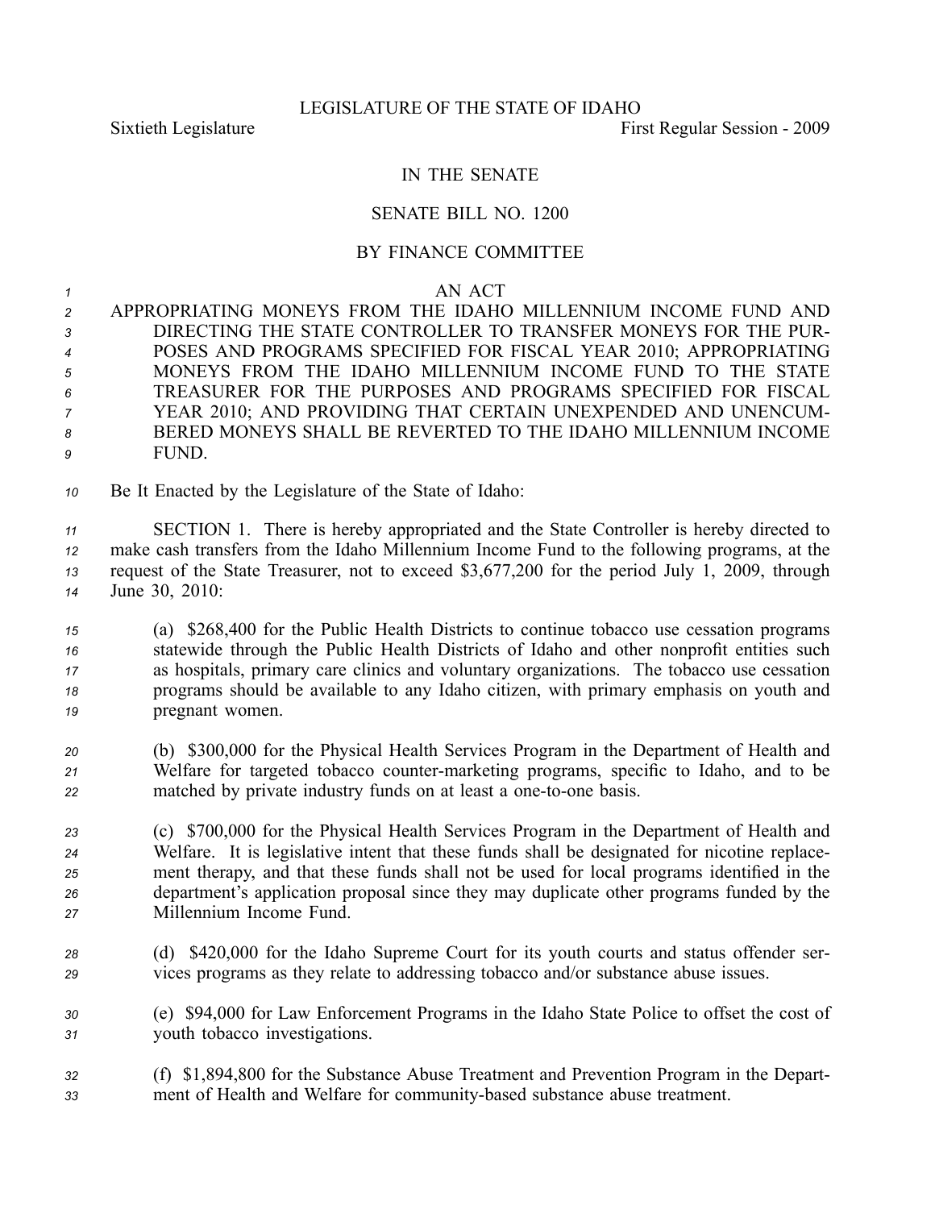LEGISLATURE OF THE STATE OF IDAHO

Sixtieth Legislature First Regular Session - 2009

IN THE SENATE

SENATE BILL NO. 1200

BY FINANCE COMMITTEE

AN ACT

APPROPRIATING MONEYS FROM THE IDAHO MILLENNIUM INCOME FUND AND DIRECTING THE STATE CONTROLLER TO TRANSFER MONEYS FOR THE PURPOSES AND PROGRAMS SPECIFIED FOR FISCAL YEAR 2010; APPROPRIATING MONEYS FROM THE IDAHO MILLENNIUM INCOME FUND TO THE STATE TREASURER FOR THE PURPOSES AND PROGRAMS SPECIFIED FOR FISCAL YEAR 2010; AND PROVIDING THAT CERTAIN UNEXPENDED AND UNENCUMBERED MONEYS SHALL BE REVERTED TO THE IDAHO MILLENNIUM INCOME FUND.

Be It Enacted by the Legislature of the State of Idaho:

SECTION 1. There is hereby appropriated and the State Controller is hereby directed to make cash transfers from the Idaho Millennium Income Fund to the following programs, at the request of the State Treasurer, not to exceed $3,677,200 for the period July 1, 2009, through June 30, 2010:

(a) $268,400 for the Public Health Districts to continue tobacco use cessation programs statewide through the Public Health Districts of Idaho and other nonprofit entities such as hospitals, primary care clinics and voluntary organizations. The tobacco use cessation programs should be available to any Idaho citizen, with primary emphasis on youth and pregnant women.

(b) $300,000 for the Physical Health Services Program in the Department of Health and Welfare for targeted tobacco counter-marketing programs, specific to Idaho, and to be matched by private industry funds on at least a one-to-one basis.

(c) $700,000 for the Physical Health Services Program in the Department of Health and Welfare. It is legislative intent that these funds shall be designated for nicotine replacement therapy, and that these funds shall not be used for local programs identified in the department's application proposal since they may duplicate other programs funded by the Millennium Income Fund.

(d) $420,000 for the Idaho Supreme Court for its youth courts and status offender services programs as they relate to addressing tobacco and/or substance abuse issues.

(e) $94,000 for Law Enforcement Programs in the Idaho State Police to offset the cost of youth tobacco investigations.

(f) $1,894,800 for the Substance Abuse Treatment and Prevention Program in the Department of Health and Welfare for community-based substance abuse treatment.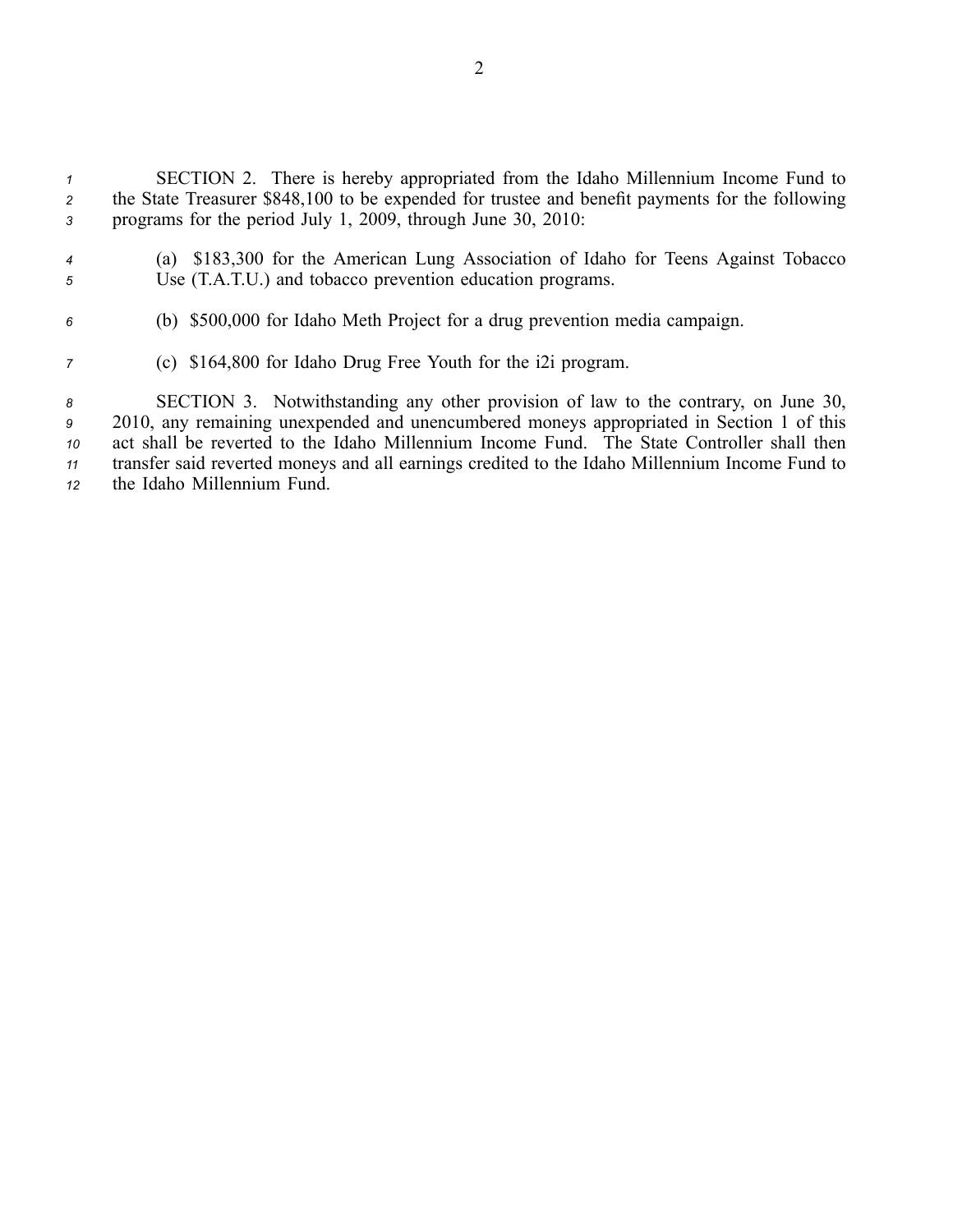SECTION 2. There is hereby appropriated from the Idaho Millennium Income Fund to the State Treasurer $848,100 to be expended for trustee and benefit payments for the following programs for the period July 1, 2009, through June 30, 2010:

(a) $183,300 for the American Lung Association of Idaho for Teens Against Tobacco Use (T.A.T.U.) and tobacco prevention education programs.

(b) $500,000 for Idaho Meth Project for a drug prevention media campaign.

(c) $164,800 for Idaho Drug Free Youth for the i2i program.

SECTION 3. Notwithstanding any other provision of law to the contrary, on June 30, 2010, any remaining unexpended and unencumbered moneys appropriated in Section 1 of this act shall be reverted to the Idaho Millennium Income Fund. The State Controller shall then transfer said reverted moneys and all earnings credited to the Idaho Millennium Income Fund to the Idaho Millennium Fund.